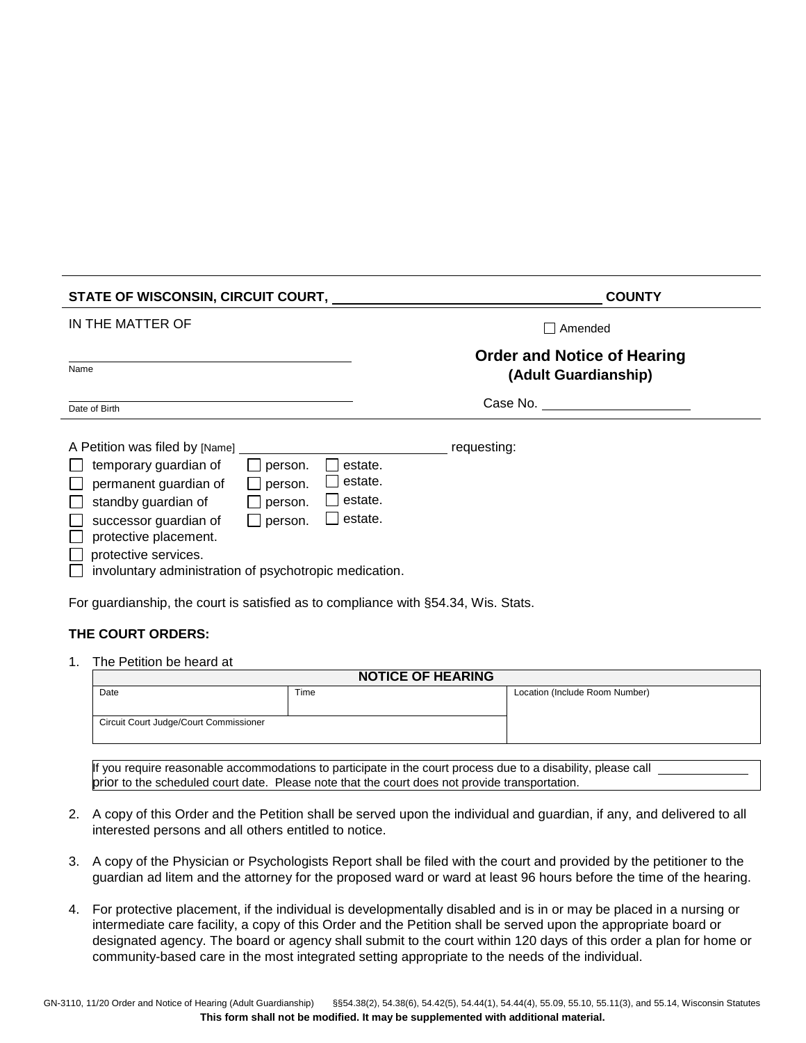**STATE OF WISCONSIN, CIRCUIT COURT, ______________________ COUNTY**

IN THE MATTER OF

☐ Amended

______________________
Name

## Order and Notice of Hearing
### (Adult Guardianship)

______________________
Date of Birth

Case No. ______________________

A Petition was filed by [Name] ______________________ requesting:

☐ temporary guardian of ☐ person. ☐ estate.
☐ permanent guardian of ☐ person. ☐ estate.
☐ standby guardian of ☐ person. ☐ estate.
☐ successor guardian of ☐ person. ☐ estate.
☐ protective placement.
☐ protective services.
☐ involuntary administration of psychotropic medication.

For guardianship, the court is satisfied as to compliance with §54.34, Wis. Stats.

**THE COURT ORDERS:**

1. The Petition be heard at

| NOTICE OF HEARING | | |
|---|---|---|
| Date | Time | Location (Include Room Number) |
| Circuit Court Judge/Court Commissioner | | |

If you require reasonable accommodations to participate in the court process due to a disability, please call ______________ prior to the scheduled court date. Please note that the court does not provide transportation.

2. A copy of this Order and the Petition shall be served upon the individual and guardian, if any, and delivered to all interested persons and all others entitled to notice.

3. A copy of the Physician or Psychologists Report shall be filed with the court and provided by the petitioner to the guardian ad litem and the attorney for the proposed ward or ward at least 96 hours before the time of the hearing.

4. For protective placement, if the individual is developmentally disabled and is in or may be placed in a nursing or intermediate care facility, a copy of this Order and the Petition shall be served upon the appropriate board or designated agency. The board or agency shall submit to the court within 120 days of this order a plan for home or community-based care in the most integrated setting appropriate to the needs of the individual.

GN-3110, 11/20 Order and Notice of Hearing (Adult Guardianship) §§54.38(2), 54.38(6), 54.42(5), 54.44(1), 54.44(4), 55.09, 55.10, 55.11(3), and 55.14, Wisconsin Statutes

**This form shall not be modified. It may be supplemented with additional material.**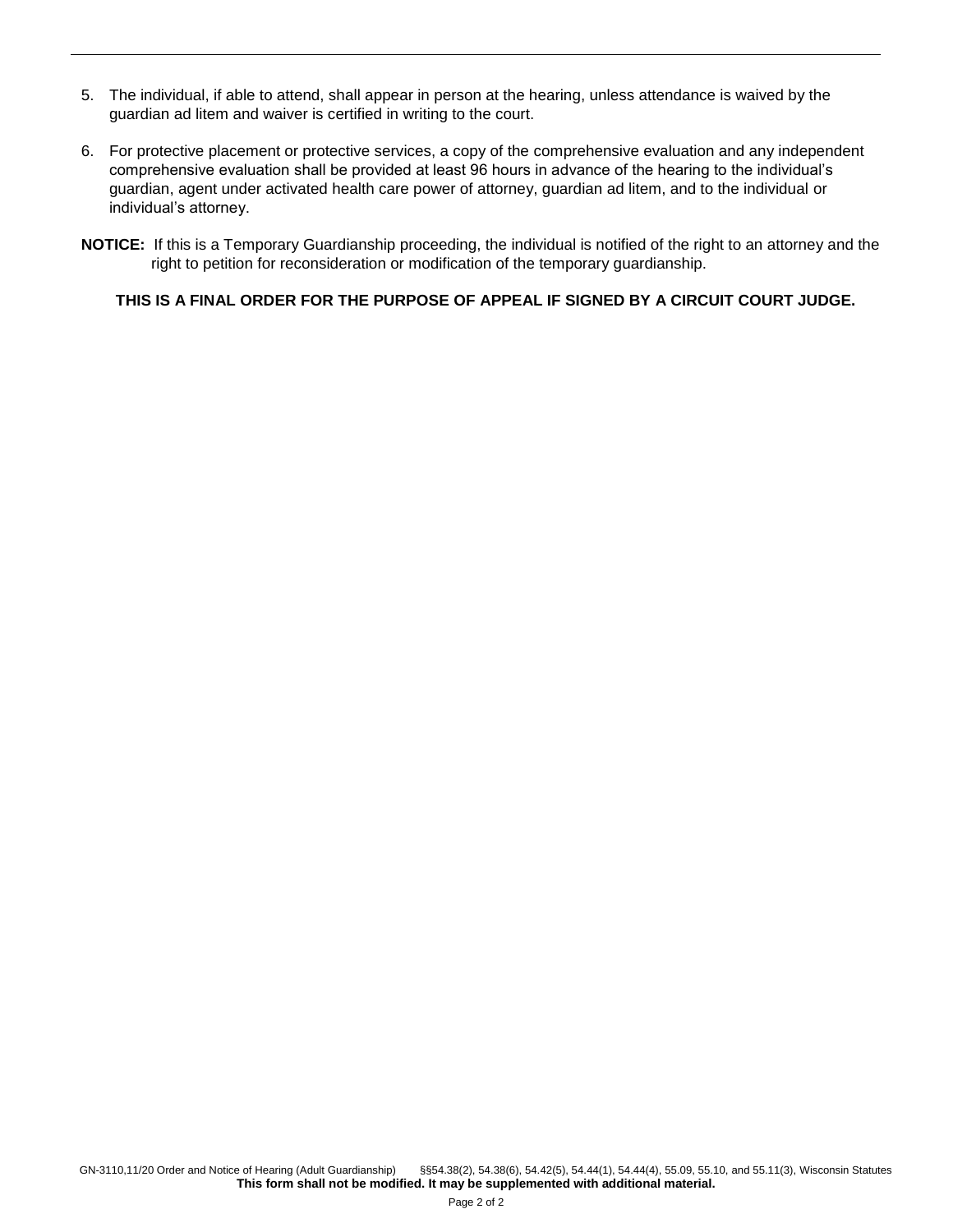5. The individual, if able to attend, shall appear in person at the hearing, unless attendance is waived by the guardian ad litem and waiver is certified in writing to the court.

6. For protective placement or protective services, a copy of the comprehensive evaluation and any independent comprehensive evaluation shall be provided at least 96 hours in advance of the hearing to the individual's guardian, agent under activated health care power of attorney, guardian ad litem, and to the individual or individual's attorney.

**NOTICE:** If this is a Temporary Guardianship proceeding, the individual is notified of the right to an attorney and the right to petition for reconsideration or modification of the temporary guardianship.

**THIS IS A FINAL ORDER FOR THE PURPOSE OF APPEAL IF SIGNED BY A CIRCUIT COURT JUDGE.**

GN-3110,11/20 Order and Notice of Hearing (Adult Guardianship) §§54.38(2), 54.38(6), 54.42(5), 54.44(1), 54.44(4), 55.09, 55.10, and 55.11(3), Wisconsin Statutes

**This form shall not be modified. It may be supplemented with additional material.**